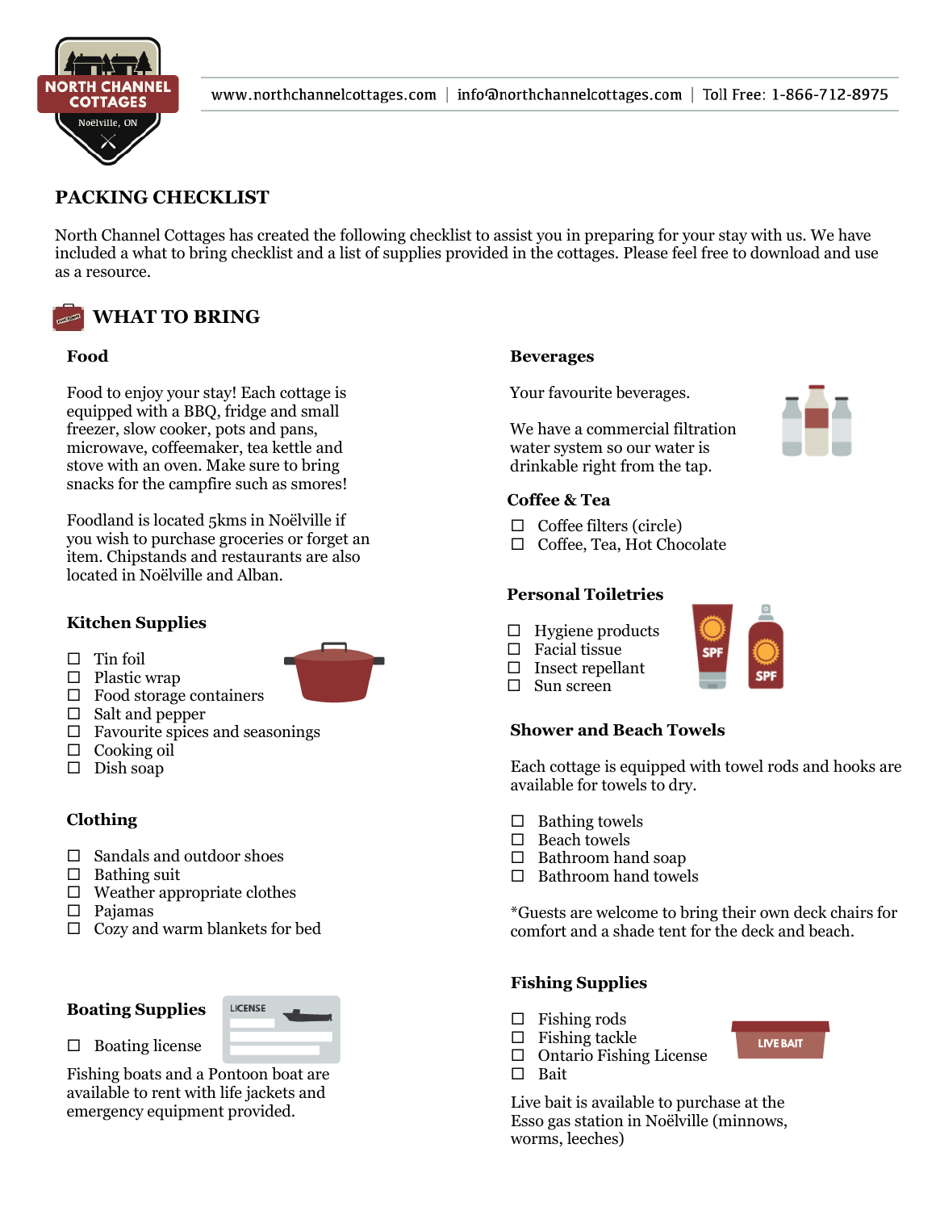NORTH CHANNEL COTTAGES
Noëlville, ON

www.northchannelcottages.com | info@northchannelcottages.com | Toll Free: 1-866-712-8975

# PACKING CHECKLIST

North Channel Cottages has created the following checklist to assist you in preparing for your stay with us. We have included a what to bring checklist and a list of supplies provided in the cottages. Please feel free to download and use as a resource.

## WHAT TO BRING

### Food

Food to enjoy your stay! Each cottage is equipped with a BBQ, fridge and small freezer, slow cooker, pots and pans, microwave, coffeemaker, tea kettle and stove with an oven. Make sure to bring snacks for the campfire such as smores!

Foodland is located 5kms in Noëlville if you wish to purchase groceries or forget an item. Chipstands and restaurants are also located in Noëlville and Alban.

### Kitchen Supplies

- ☐ Tin foil
- ☐ Plastic wrap
- ☐ Food storage containers
- ☐ Salt and pepper
- ☐ Favourite spices and seasonings
- ☐ Cooking oil
- ☐ Dish soap

### Clothing

- ☐ Sandals and outdoor shoes
- ☐ Bathing suit
- ☐ Weather appropriate clothes
- ☐ Pajamas
- ☐ Cozy and warm blankets for bed

### Boating Supplies

- ☐ Boating license

Fishing boats and a Pontoon boat are available to rent with life jackets and emergency equipment provided.

### Beverages

Your favourite beverages.

We have a commercial filtration water system so our water is drinkable right from the tap.

### Coffee & Tea

- ☐ Coffee filters (circle)
- ☐ Coffee, Tea, Hot Chocolate

### Personal Toiletries

- ☐ Hygiene products
- ☐ Facial tissue
- ☐ Insect repellant
- ☐ Sun screen

### Shower and Beach Towels

Each cottage is equipped with towel rods and hooks are available for towels to dry.

- ☐ Bathing towels
- ☐ Beach towels
- ☐ Bathroom hand soap
- ☐ Bathroom hand towels

*Guests are welcome to bring their own deck chairs for comfort and a shade tent for the deck and beach.

### Fishing Supplies

- ☐ Fishing rods
- ☐ Fishing tackle
- ☐ Ontario Fishing License
- ☐ Bait

Live bait is available to purchase at the Esso gas station in Noëlville (minnows, worms, leeches)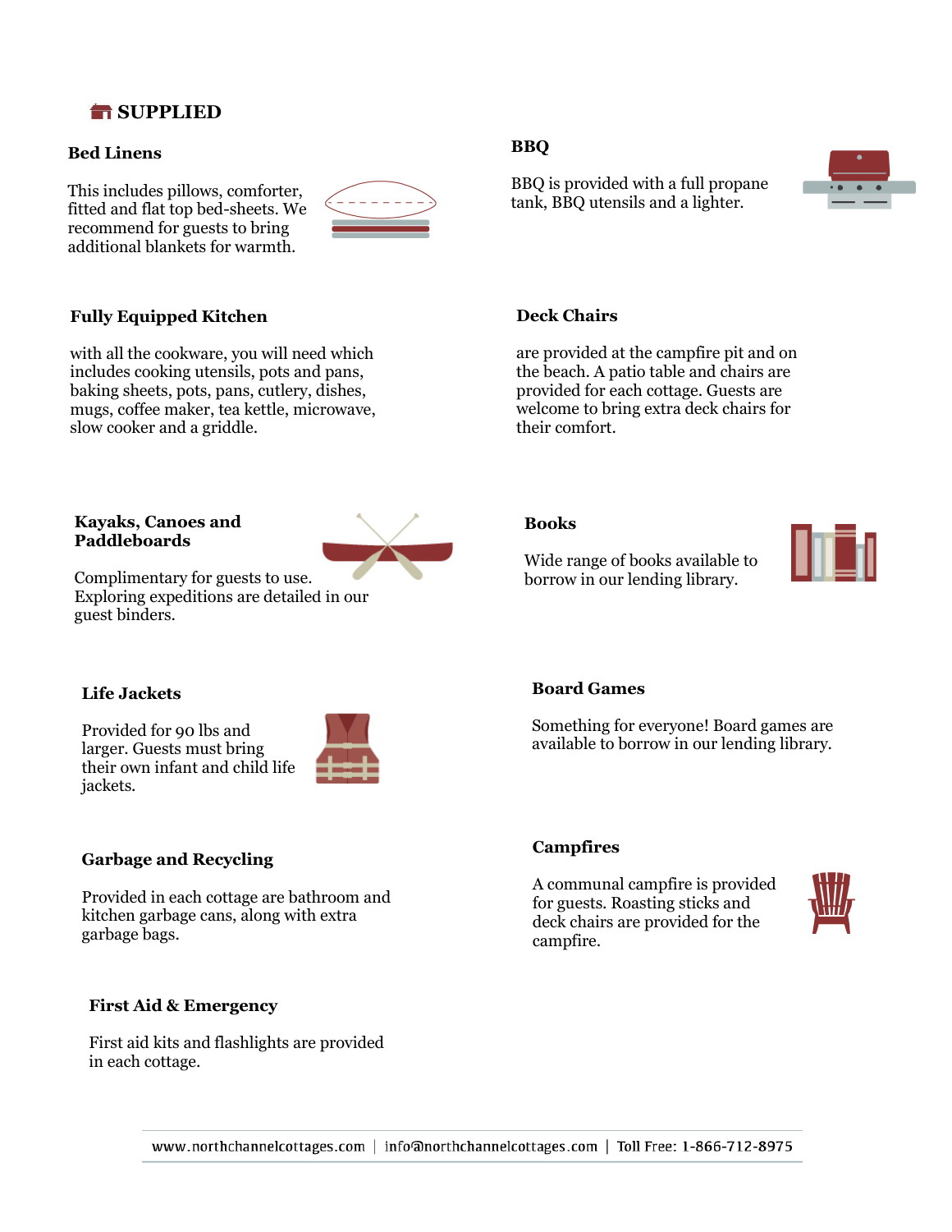## SUPPLIED

### Bed Linens

This includes pillows, comforter, fitted and flat top bed-sheets. We recommend for guests to bring additional blankets for warmth.

### BBQ

BBQ is provided with a full propane tank, BBQ utensils and a lighter.

### Fully Equipped Kitchen

with all the cookware, you will need which includes cooking utensils, pots and pans, baking sheets, pots, pans, cutlery, dishes, mugs, coffee maker, tea kettle, microwave, slow cooker and a griddle.

### Deck Chairs

are provided at the campfire pit and on the beach. A patio table and chairs are provided for each cottage. Guests are welcome to bring extra deck chairs for their comfort.

### Kayaks, Canoes and Paddleboards

Complimentary for guests to use. Exploring expeditions are detailed in our guest binders.

### Books

Wide range of books available to borrow in our lending library.

### Life Jackets

Provided for 90 lbs and larger. Guests must bring their own infant and child life jackets.

### Board Games

Something for everyone! Board games are available to borrow in our lending library.

### Garbage and Recycling

Provided in each cottage are bathroom and kitchen garbage cans, along with extra garbage bags.

### Campfires

A communal campfire is provided for guests. Roasting sticks and deck chairs are provided for the campfire.

### First Aid & Emergency

First aid kits and flashlights are provided in each cottage.

www.northchannelcottages.com | info@northchannelcottages.com | Toll Free: 1-866-712-8975